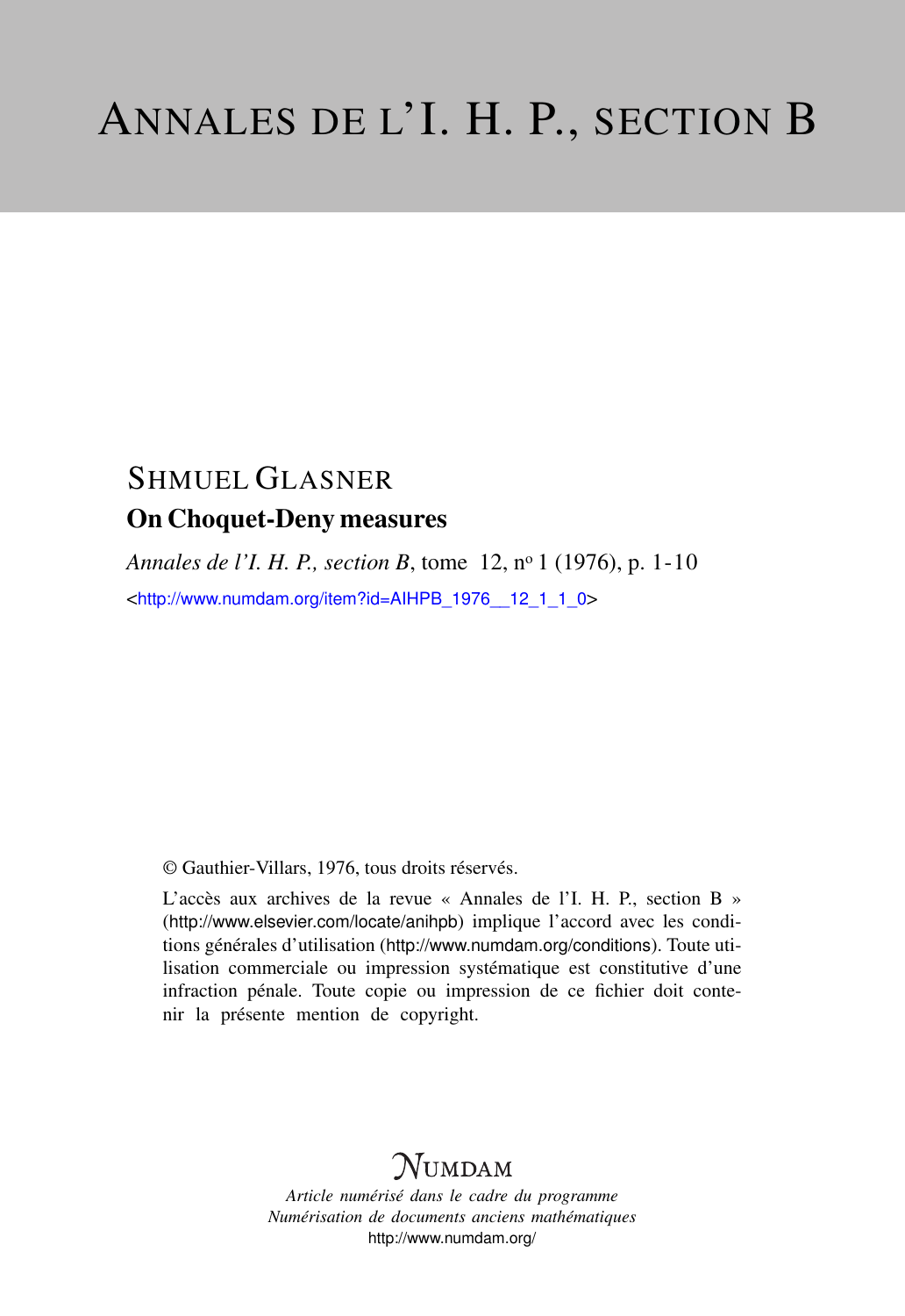# ANNALES DE L'I. H. P., SECTION B

## SHMUEL GLASNER

### On Choquet-Deny measures

*Annales de l'I. H. P., section B*, tome 12, nº 1 (1976), p. 1-10

<http://www.numdam.org/item?id=AIHPB_1976__12_1_1_0>

© Gauthier-Villars, 1976, tous droits réservés.

L'accès aux archives de la revue « Annales de l'I. H. P., section B » (http://www.elsevier.com/locate/anihpb) implique l'accord avec les conditions générales d'utilisation (http://www.numdam.org/conditions). Toute utilisation commerciale ou impression systématique est constitutive d'une infraction pénale. Toute copie ou impression de ce fichier doit contenir la présente mention de copyright.

NUMDAM

*Article numérisé dans le cadre du programme*
*Numérisation de documents anciens mathématiques*
http://www.numdam.org/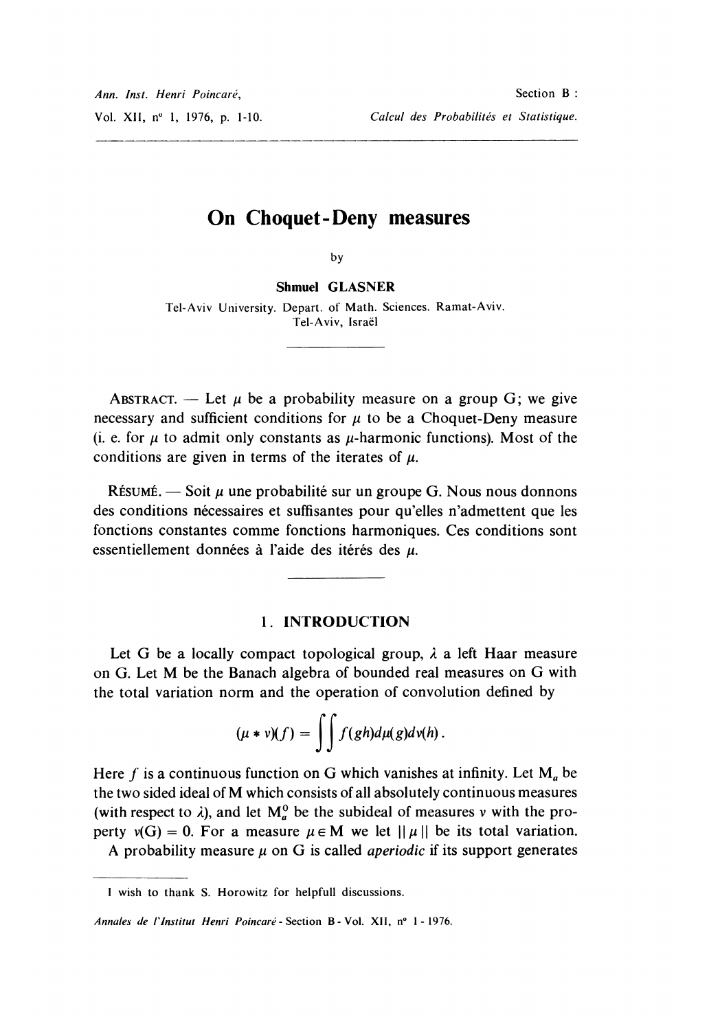# On Choquet-Deny measures

by

**Shmuel GLASNER**

Tel-Aviv University. Depart. of Math. Sciences. Ramat-Aviv.
Tel-Aviv, Israël

ABSTRACT. — Let $\mu$ be a probability measure on a group G; we give necessary and sufficient conditions for $\mu$ to be a Choquet-Deny measure (i. e. for $\mu$ to admit only constants as $\mu$-harmonic functions). Most of the conditions are given in terms of the iterates of $\mu$.

RÉSUMÉ. — Soit $\mu$ une probabilité sur un groupe G. Nous nous donnons des conditions nécessaires et suffisantes pour qu'elles n'admettent que les fonctions constantes comme fonctions harmoniques. Ces conditions sont essentiellement données à l'aide des itérés des $\mu$.

## 1. INTRODUCTION

Let G be a locally compact topological group, $\lambda$ a left Haar measure on G. Let M be the Banach algebra of bounded real measures on G with the total variation norm and the operation of convolution defined by

$$(\mu * \nu)(f) = \iint f(gh)d\mu(g)d\nu(h).$$

Here $f$ is a continuous function on G which vanishes at infinity. Let $M_a$ be the two sided ideal of M which consists of all absolutely continuous measures (with respect to $\lambda$), and let $M_a^0$ be the subideal of measures $\nu$ with the property $\nu(G) = 0$. For a measure $\mu \in M$ we let $\|\mu\|$ be its total variation.

A probability measure $\mu$ on G is called *aperiodic* if its support generates

I wish to thank S. Horowitz for helpfull discussions.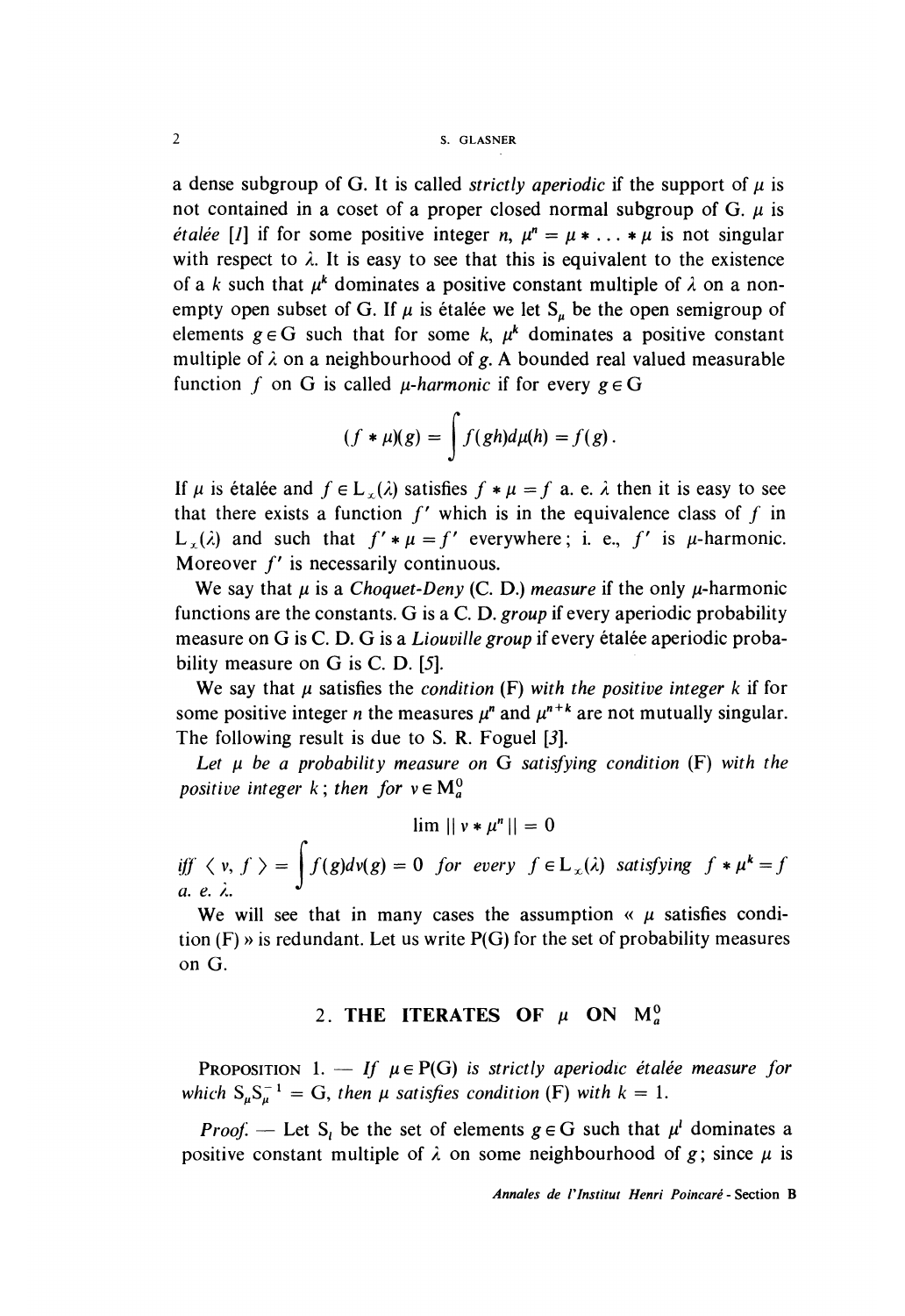a dense subgroup of G. It is called *strictly aperiodic* if the support of $\mu$ is not contained in a coset of a proper closed normal subgroup of G. $\mu$ is *étalée* [1] if for some positive integer $n$, $\mu^n = \mu * \ldots * \mu$ is not singular with respect to $\lambda$. It is easy to see that this is equivalent to the existence of a $k$ such that $\mu^k$ dominates a positive constant multiple of $\lambda$ on a non-empty open subset of G. If $\mu$ is étalée we let $S_\mu$ be the open semigroup of elements $g \in G$ such that for some $k$, $\mu^k$ dominates a positive constant multiple of $\lambda$ on a neighbourhood of $g$. A bounded real valued measurable function $f$ on G is called *$\mu$-harmonic* if for every $g \in G$

$$(f * \mu)(g) = \int f(gh) d\mu(h) = f(g).$$

If $\mu$ is étalée and $f \in L_\infty(\lambda)$ satisfies $f * \mu = f$ a. e. $\lambda$ then it is easy to see that there exists a function $f'$ which is in the equivalence class of $f$ in $L_\infty(\lambda)$ and such that $f' * \mu = f'$ everywhere; i. e., $f'$ is $\mu$-harmonic. Moreover $f'$ is necessarily continuous.

We say that $\mu$ is a *Choquet-Deny* (C. D.) *measure* if the only $\mu$-harmonic functions are the constants. G is a *C. D. group* if every aperiodic probability measure on G is C. D. G is a *Liouville group* if every étalée aperiodic probability measure on G is C. D. [5].

We say that $\mu$ satisfies the *condition* (F) *with the positive integer* $k$ if for some positive integer $n$ the measures $\mu^n$ and $\mu^{n+k}$ are not mutually singular. The following result is due to S. R. Foguel [3].

*Let $\mu$ be a probability measure on G satisfying condition (F) with the positive integer $k$; then for $\nu \in M_a^0$*

$$\lim \| \nu * \mu^n \| = 0$$

*iff* $\langle \nu, f \rangle = \int f(g) d\nu(g) = 0$ *for every* $f \in L_\infty(\lambda)$ *satisfying* $f * \mu^k = f$ *a. e.* $\lambda$.

We will see that in many cases the assumption « $\mu$ satisfies condition (F) » is redundant. Let us write P(G) for the set of probability measures on G.

## 2. THE ITERATES OF $\mu$ ON $M_a^0$

PROPOSITION 1. — *If $\mu \in P(G)$ is strictly aperiodic étalée measure for which $S_\mu S_\mu^{-1} = G$, then $\mu$ satisfies condition (F) with $k = 1$.*

*Proof.* — Let $S_l$ be the set of elements $g \in G$ such that $\mu^l$ dominates a positive constant multiple of $\lambda$ on some neighbourhood of $g$; since $\mu$ is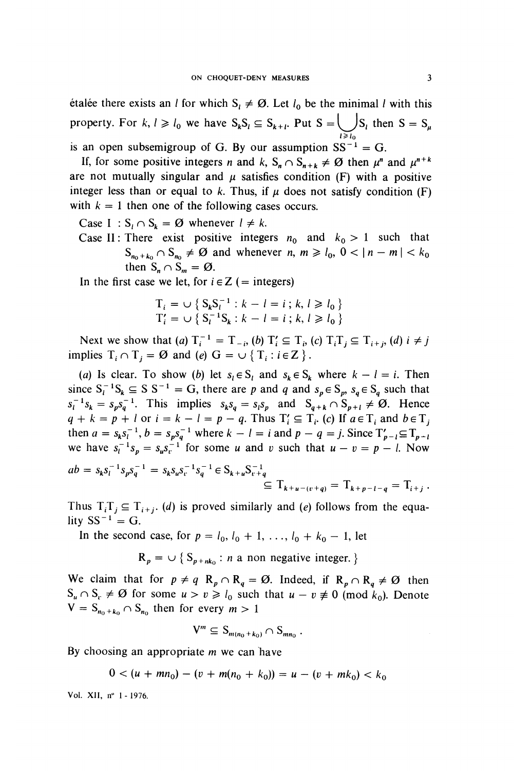étalée there exists an $l$ for which $S_l \neq \emptyset$. Let $l_0$ be the minimal $l$ with this property. For $k, l \geqslant l_0$ we have $S_k S_l \subseteq S_{k+l}$. Put $S = \bigcup_{l \geqslant l_0} S_l$ then $S = S_\mu$ is an open subsemigroup of G. By our assumption $SS^{-1} = G$.

If, for some positive integers $n$ and $k$, $S_n \cap S_{n+k} \neq \emptyset$ then $\mu^n$ and $\mu^{n+k}$ are not mutually singular and $\mu$ satisfies condition (F) with a positive integer less than or equal to $k$. Thus, if $\mu$ does not satisfy condition (F) with $k = 1$ then one of the following cases occurs.

Case I : $S_l \cap S_k = \emptyset$ whenever $l \neq k$.

Case II : There exist positive integers $n_0$ and $k_0 > 1$ such that $S_{n_0+k_0} \cap S_{n_0} \neq \emptyset$ and whenever $n, m \geqslant l_0$, $0 < |n - m| < k_0$ then $S_n \cap S_m = \emptyset$.

In the first case we let, for $i \in Z$ (= integers)

$$T_i = \cup \{ S_k S_l^{-1} : k - l = i ; k, l \geqslant l_0 \}$$
$$T'_i = \cup \{ S_l^{-1} S_k : k - l = i ; k, l \geqslant l_0 \}$$

Next we show that (*a*) $T_i^{-1} = T_{-i}$, (*b*) $T'_i \subseteq T_i$, (*c*) $T_i T_j \subseteq T_{i+j}$, (*d*) $i \neq j$ implies $T_i \cap T_j = \emptyset$ and (*e*) $G = \cup \{ T_i : i \in Z \}$.

(*a*) Is clear. To show (*b*) let $s_l \in S_l$ and $s_k \in S_k$ where $k - l = i$. Then since $S_l^{-1} S_k \subseteq S S^{-1} = G$, there are $p$ and $q$ and $s_p \in S_p$, $s_q \in S_q$ such that $s_l^{-1} s_k = s_p s_q^{-1}$. This implies $s_k s_q = s_l s_p$ and $S_{q+k} \cap S_{p+l} \neq \emptyset$. Hence $q + k = p + l$ or $i = k - l = p - q$. Thus $T'_i \subseteq T_i$. (*c*) If $a \in T_i$ and $b \in T_j$ then $a = s_k s_l^{-1}$, $b = s_p s_q^{-1}$ where $k - l = i$ and $p - q = j$. Since $T'_{p-l} \subseteq T_{p-l}$ we have $s_l^{-1} s_p = s_u s_v^{-1}$ for some $u$ and $v$ such that $u - v = p - l$. Now

$$ab = s_k s_l^{-1} s_p s_q^{-1} = s_k s_u s_v^{-1} s_q^{-1} \in S_{k+u} S_{v+q}^{-1} \subseteq T_{k+u-(v+q)} = T_{k+p-l-q} = T_{i+j} .$$

Thus $T_i T_j \subseteq T_{i+j}$. (*d*) is proved similarly and (*e*) follows from the equality $SS^{-1} = G$.

In the second case, for $p = l_0, l_0 + 1, \ldots, l_0 + k_0 - 1$, let

$$R_p = \cup \{ S_{p+nk_0} : n \text{ a non negative integer.} \}$$

We claim that for $p \neq q$ $R_p \cap R_q = \emptyset$. Indeed, if $R_p \cap R_q \neq \emptyset$ then $S_u \cap S_v \neq \emptyset$ for some $u > v \geqslant l_0$ such that $u - v \not\equiv 0 \pmod{k_0}$. Denote $V = S_{n_0+k_0} \cap S_{n_0}$ then for every $m > 1$

$$V^m \subseteq S_{m(n_0+k_0)} \cap S_{mn_0} .$$

By choosing an appropriate $m$ we can have

$$0 < (u + mn_0) - (v + m(n_0 + k_0)) = u - (v + mk_0) < k_0$$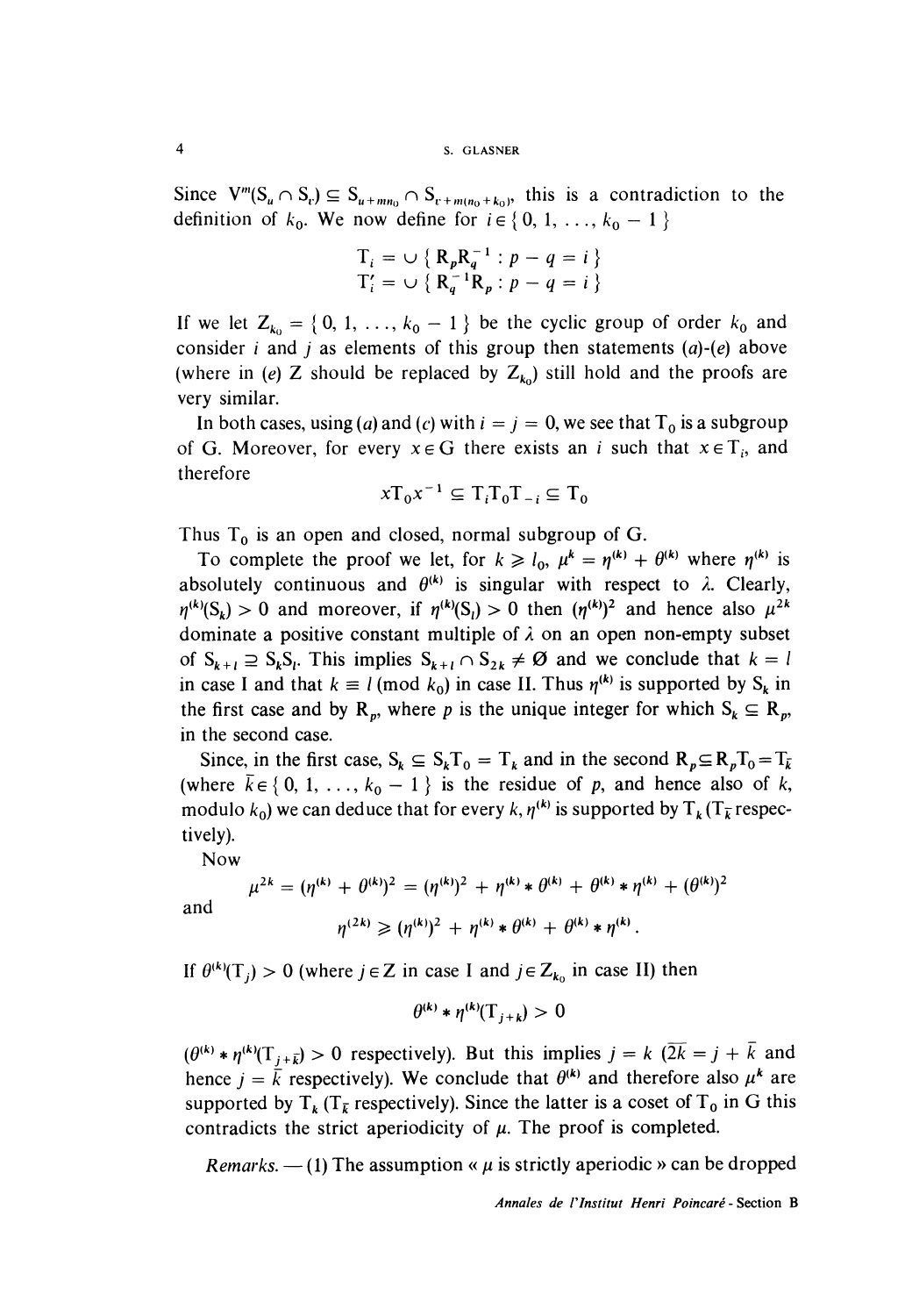Since $V^m(S_u \cap S_v) \subseteq S_{u+mn_0} \cap S_{v+m(n_0+k_0)}$, this is a contradiction to the definition of $k_0$. We now define for $i \in \{0, 1, \ldots, k_0 - 1\}$

$$T_i = \cup \{ R_p R_q^{-1} : p - q = i \}$$
$$T'_i = \cup \{ R_q^{-1} R_p : p - q = i \}$$

If we let $Z_{k_0} = \{0, 1, \ldots, k_0 - 1\}$ be the cyclic group of order $k_0$ and consider $i$ and $j$ as elements of this group then statements (*a*)-(*e*) above (where in (*e*) Z should be replaced by $Z_{k_0}$) still hold and the proofs are very similar.

In both cases, using (*a*) and (*c*) with $i = j = 0$, we see that $T_0$ is a subgroup of G. Moreover, for every $x \in G$ there exists an $i$ such that $x \in T_i$, and therefore

$$x T_0 x^{-1} \subseteq T_i T_0 T_{-i} \subseteq T_0$$

Thus $T_0$ is an open and closed, normal subgroup of G.

To complete the proof we let, for $k \geqslant l_0$, $\mu^k = \eta^{(k)} + \theta^{(k)}$ where $\eta^{(k)}$ is absolutely continuous and $\theta^{(k)}$ is singular with respect to $\lambda$. Clearly, $\eta^{(k)}(S_k) > 0$ and moreover, if $\eta^{(k)}(S_l) > 0$ then $(\eta^{(k)})^2$ and hence also $\mu^{2k}$ dominate a positive constant multiple of $\lambda$ on an open non-empty subset of $S_{k+l} \supseteq S_k S_l$. This implies $S_{k+l} \cap S_{2k} \neq \emptyset$ and we conclude that $k = l$ in case I and that $k \equiv l \pmod{k_0}$ in case II. Thus $\eta^{(k)}$ is supported by $S_k$ in the first case and by $R_p$, where $p$ is the unique integer for which $S_k \subseteq R_p$, in the second case.

Since, in the first case, $S_k \subseteq S_k T_0 = T_k$ and in the second $R_p \subseteq R_p T_0 = T_{\bar{k}}$ (where $\bar{k} \in \{0, 1, \ldots, k_0 - 1\}$ is the residue of $p$, and hence also of $k$, modulo $k_0$) we can deduce that for every $k$, $\eta^{(k)}$ is supported by $T_k$ ($T_{\bar{k}}$ respectively).

Now

$$\mu^{2k} = (\eta^{(k)} + \theta^{(k)})^2 = (\eta^{(k)})^2 + \eta^{(k)} * \theta^{(k)} + \theta^{(k)} * \eta^{(k)} + (\theta^{(k)})^2$$

and

$$\eta^{(2k)} \geqslant (\eta^{(k)})^2 + \eta^{(k)} * \theta^{(k)} + \theta^{(k)} * \eta^{(k)}.$$

If $\theta^{(k)}(T_j) > 0$ (where $j \in Z$ in case I and $j \in Z_{k_0}$ in case II) then

$$\theta^{(k)} * \eta^{(k)}(T_{j+k}) > 0$$

($\theta^{(k)} * \eta^{(k)}(T_{j+\bar{k}}) > 0$ respectively). But this implies $j = k$ ($\overline{2k} = j + \bar{k}$ and hence $j = \bar{k}$ respectively). We conclude that $\theta^{(k)}$ and therefore also $\mu^k$ are supported by $T_k$ ($T_{\bar{k}}$ respectively). Since the latter is a coset of $T_0$ in G this contradicts the strict aperiodicity of $\mu$. The proof is completed.

*Remarks*. — (1) The assumption « $\mu$ is strictly aperiodic » can be dropped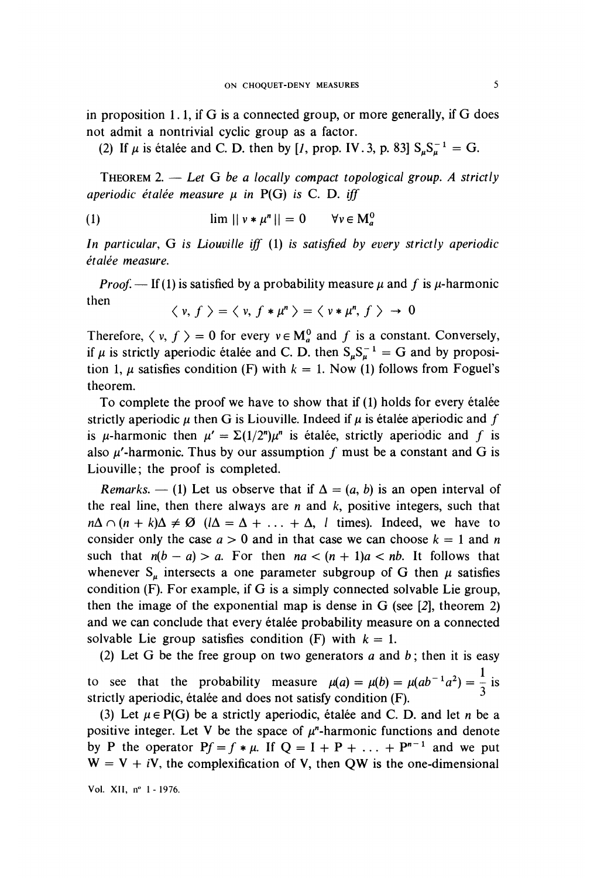in proposition 1.1, if G is a connected group, or more generally, if G does not admit a nontrivial cyclic group as a factor.

(2) If $\mu$ is étalée and C. D. then by [1, prop. IV.3, p. 83] $S_\mu S_\mu^{-1} = G$.

**THEOREM 2.** — *Let G be a locally compact topological group. A strictly aperiodic étalée measure $\mu$ in P(G) is C. D. iff*

$$(1) \qquad \lim \| \nu * \mu^n \| = 0 \qquad \forall \nu \in M_a^0$$

*In particular, G is Liouville iff (1) is satisfied by every strictly aperiodic étalée measure.*

*Proof.* — If (1) is satisfied by a probability measure $\mu$ and $f$ is $\mu$-harmonic then

$$\langle \nu, f \rangle = \langle \nu, f * \mu^n \rangle = \langle \nu * \mu^n, f \rangle \to 0$$

Therefore, $\langle \nu, f \rangle = 0$ for every $\nu \in M_a^0$ and $f$ is a constant. Conversely, if $\mu$ is strictly aperiodic étalée and C. D. then $S_\mu S_\mu^{-1} = G$ and by proposition 1, $\mu$ satisfies condition (F) with $k = 1$. Now (1) follows from Foguel's theorem.

To complete the proof we have to show that if (1) holds for every étalée strictly aperiodic $\mu$ then G is Liouville. Indeed if $\mu$ is étalée aperiodic and $f$ is $\mu$-harmonic then $\mu' = \Sigma(1/2^n)\mu^n$ is étalée, strictly aperiodic and $f$ is also $\mu'$-harmonic. Thus by our assumption $f$ must be a constant and G is Liouville; the proof is completed.

*Remarks.* — (1) Let us observe that if $\Delta = (a, b)$ is an open interval of the real line, then there always are $n$ and $k$, positive integers, such that $n\Delta \cap (n + k)\Delta \neq \emptyset$ ($l\Delta = \Delta + \ldots + \Delta$, $l$ times). Indeed, we have to consider only the case $a > 0$ and in that case we can choose $k = 1$ and $n$ such that $n(b - a) > a$. For then $na < (n + 1)a < nb$. It follows that whenever $S_\mu$ intersects a one parameter subgroup of G then $\mu$ satisfies condition (F). For example, if G is a simply connected solvable Lie group, then the image of the exponential map is dense in G (see [2], theorem 2) and we can conclude that every étalée probability measure on a connected solvable Lie group satisfies condition (F) with $k = 1$.

(2) Let G be the free group on two generators $a$ and $b$; then it is easy to see that the probability measure $\mu(a) = \mu(b) = \mu(ab^{-1}a^2) = \dfrac{1}{3}$ is strictly aperiodic, étalée and does not satisfy condition (F).

(3) Let $\mu \in P(G)$ be a strictly aperiodic, étalée and C. D. and let $n$ be a positive integer. Let V be the space of $\mu^n$-harmonic functions and denote by P the operator $Pf = f * \mu$. If $Q = I + P + \ldots + P^{n-1}$ and we put $W = V + iV$, the complexification of V, then QW is the one-dimensional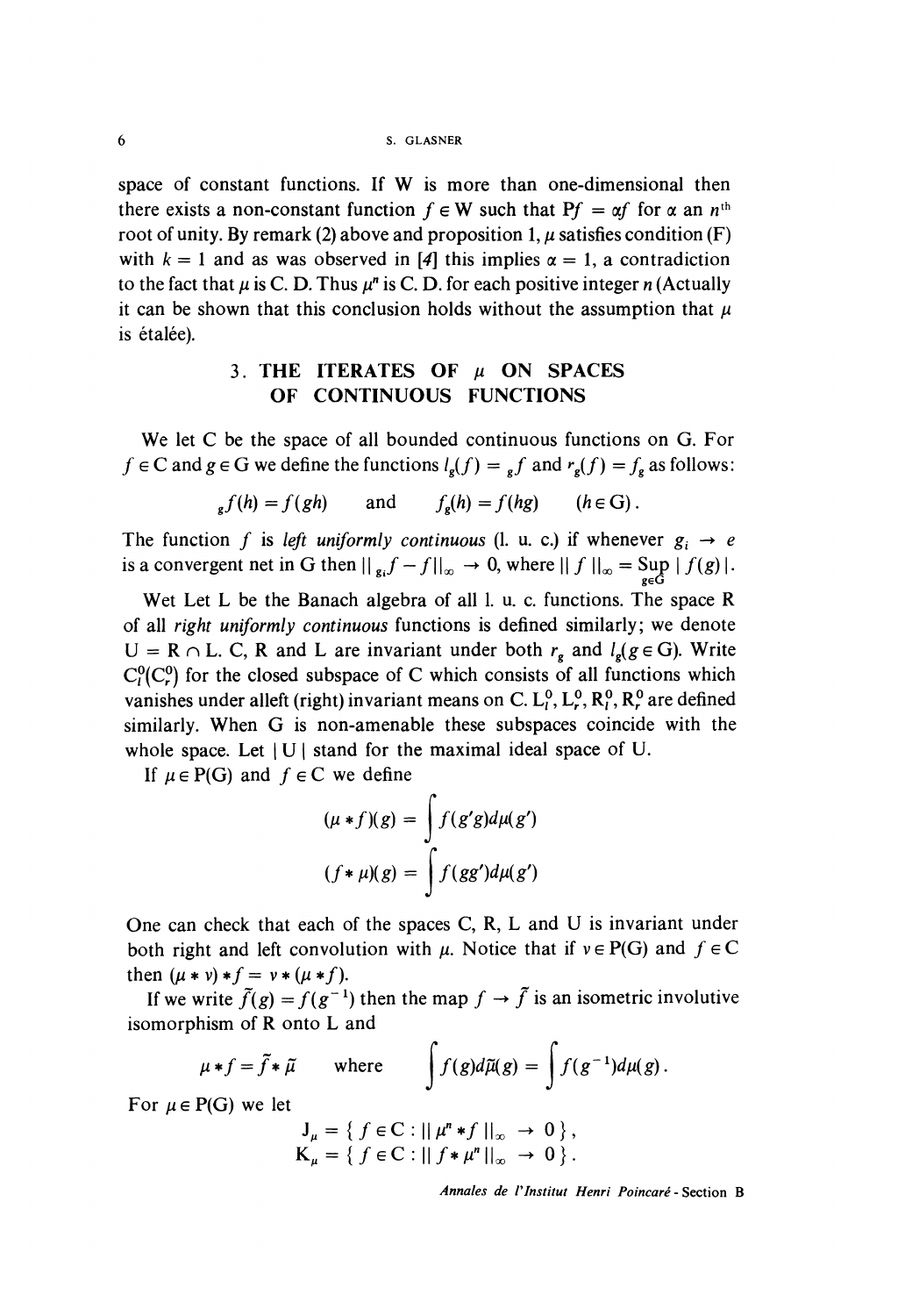space of constant functions. If W is more than one-dimensional then there exists a non-constant function $f \in W$ such that $Pf = \alpha f$ for $\alpha$ an $n^{\text{th}}$ root of unity. By remark (2) above and proposition 1, $\mu$ satisfies condition (F) with $k = 1$ and as was observed in [4] this implies $\alpha = 1$, a contradiction to the fact that $\mu$ is C. D. Thus $\mu^n$ is C. D. for each positive integer $n$ (Actually it can be shown that this conclusion holds without the assumption that $\mu$ is étalée).

## 3. THE ITERATES OF $\mu$ ON SPACES OF CONTINUOUS FUNCTIONS

We let C be the space of all bounded continuous functions on G. For $f \in C$ and $g \in G$ we define the functions $l_g(f) = {}_g f$ and $r_g(f) = f_g$ as follows:

$$ {}_g f(h) = f(gh) \quad \text{and} \quad f_g(h) = f(hg) \qquad (h \in G). $$

The function $f$ is *left uniformly continuous* (l. u. c.) if whenever $g_i \to e$ is a convergent net in G then $\| {}_{g_i} f - f \|_\infty \to 0$, where $\| f \|_\infty = \operatorname*{Sup}_{g \in G} | f(g) |$.

Wet Let L be the Banach algebra of all l. u. c. functions. The space R of all *right uniformly continuous* functions is defined similarly; we denote $U = R \cap L$. C, R and L are invariant under both $r_g$ and $l_g (g \in G)$. Write $C_l^0 (C_r^0)$ for the closed subspace of C which consists of all functions which vanishes under alleft (right) invariant means on C. $L_l^0, L_r^0, R_l^0, R_r^0$ are defined similarly. When G is non-amenable these subspaces coincide with the whole space. Let $| U |$ stand for the maximal ideal space of U.

If $\mu \in P(G)$ and $f \in C$ we define

$$ (\mu * f)(g) = \int f(g'g) d\mu(g') $$

$$ (f * \mu)(g) = \int f(gg') d\mu(g') $$

One can check that each of the spaces C, R, L and U is invariant under both right and left convolution with $\mu$. Notice that if $\nu \in P(G)$ and $f \in C$ then $(\mu * \nu) * f = \nu * (\mu * f)$.

If we write $\tilde{f}(g) = f(g^{-1})$ then the map $f \to \tilde{f}$ is an isometric involutive isomorphism of R onto L and

$$ \mu * f = \tilde{f} * \tilde{\mu} \qquad \text{where} \qquad \int f(g) d\tilde{\mu}(g) = \int f(g^{-1}) d\mu(g). $$

For $\mu \in P(G)$ we let

$$ J_\mu = \{ f \in C : \| \mu^n * f \|_\infty \to 0 \}, $$
$$ K_\mu = \{ f \in C : \| f * \mu^n \|_\infty \to 0 \}. $$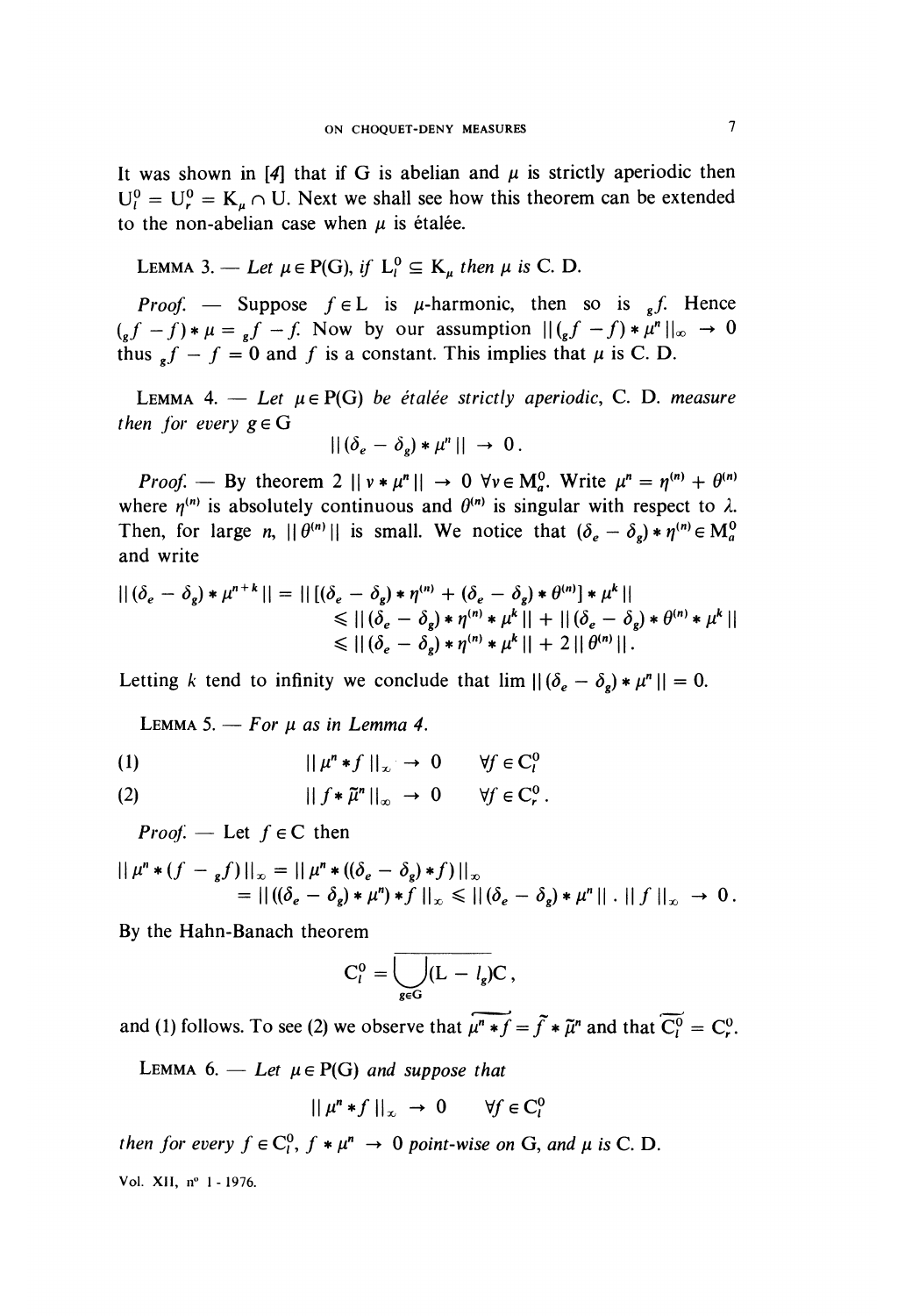It was shown in [4] that if G is abelian and $\mu$ is strictly aperiodic then $U_l^0 = U_r^0 = K_\mu \cap U$. Next we shall see how this theorem can be extended to the non-abelian case when $\mu$ is étalée.

LEMMA 3. — *Let $\mu \in P(G)$, if $L_l^0 \subseteq K_\mu$ then $\mu$ is C. D.*

*Proof.* — Suppose $f \in L$ is $\mu$-harmonic, then so is ${}_g f$. Hence $({}_g f - f) * \mu = {}_g f - f$. Now by our assumption $\| ({}_g f - f) * \mu^n \|_\infty \to 0$ thus ${}_g f - f = 0$ and $f$ is a constant. This implies that $\mu$ is C. D.

LEMMA 4. — *Let $\mu \in P(G)$ be étalée strictly aperiodic, C. D. measure then for every $g \in G$*

$$\| (\delta_e - \delta_g) * \mu^n \| \to 0 .$$

*Proof.* — By theorem 2 $\| \nu * \mu^n \| \to 0$ $\forall \nu \in M_a^0$. Write $\mu^n = \eta^{(n)} + \theta^{(n)}$ where $\eta^{(n)}$ is absolutely continuous and $\theta^{(n)}$ is singular with respect to $\lambda$. Then, for large $n$, $\| \theta^{(n)} \|$ is small. We notice that $(\delta_e - \delta_g) * \eta^{(n)} \in M_a^0$ and write

$$\begin{aligned} \| (\delta_e - \delta_g) * \mu^{n+k} \| &= \| [(\delta_e - \delta_g) * \eta^{(n)} + (\delta_e - \delta_g) * \theta^{(n)}] * \mu^k \| \\ &\leqslant \| (\delta_e - \delta_g) * \eta^{(n)} * \mu^k \| + \| (\delta_e - \delta_g) * \theta^{(n)} * \mu^k \| \\ &\leqslant \| (\delta_e - \delta_g) * \eta^{(n)} * \mu^k \| + 2 \| \theta^{(n)} \| . \end{aligned}$$

Letting $k$ tend to infinity we conclude that $\lim \| (\delta_e - \delta_g) * \mu^n \| = 0$.

LEMMA 5. — *For $\mu$ as in Lemma 4.*

$$(1) \qquad \| \mu^n * f \|_\infty \to 0 \qquad \forall f \in C_l^0$$

$$(2) \qquad \| f * \tilde{\mu}^n \|_\infty \to 0 \qquad \forall f \in C_r^0 .$$

*Proof.* — Let $f \in C$ then

$$\begin{aligned} \| \mu^n * (f - {}_g f) \|_\infty &= \| \mu^n * ((\delta_e - \delta_g) * f) \|_\infty \\ &= \| ((\delta_e - \delta_g) * \mu^n) * f \|_\infty \leqslant \| (\delta_e - \delta_g) * \mu^n \| \, . \, \| f \|_\infty \to 0 . \end{aligned}$$

By the Hahn-Banach theorem

$$C_l^0 = \overline{\bigcup_{g \in G} (L - l_g) C} ,$$

and (1) follows. To see (2) we observe that $\widetilde{\mu^n * f} = \tilde{f} * \tilde{\mu}^n$ and that $\widetilde{C_l^0} = C_r^0$.

LEMMA 6. — *Let $\mu \in P(G)$ and suppose that*

$$\| \mu^n * f \|_\infty \to 0 \qquad \forall f \in C_l^0$$

*then for every $f \in C_l^0$, $f * \mu^n \to 0$ point-wise on G, and $\mu$ is C. D.*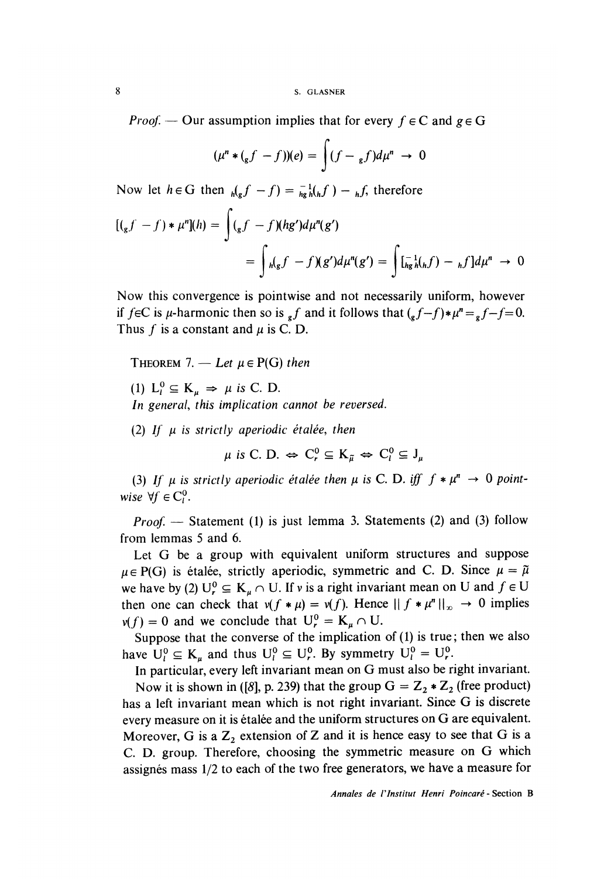*Proof.* — Our assumption implies that for every $f \in C$ and $g \in G$

$$(\mu^n * ({}_g f - f))(e) = \int (f - {}_g f) d\mu^n \to 0$$

Now let $h \in G$ then ${}_h({}_g f - f) = {}_{hg\bar{h}}^{-1}({}_h f) - {}_h f$, therefore

$$[({}_g f - f) * \mu^n](h) = \int ({}_g f - f)(hg') d\mu^n(g')$$

$$= \int {}_h({}_g f - f)(g') d\mu^n(g') = \int [{}_{hg\bar{h}}^{-1}({}_h f) - {}_h f] d\mu^n \to 0$$

Now this convergence is pointwise and not necessarily uniform, however if $f \in C$ is $\mu$-harmonic then so is ${}_g f$ and it follows that $({}_g f - f) * \mu^n = {}_g f - f = 0$. Thus $f$ is a constant and $\mu$ is C. D.

THEOREM 7. — *Let* $\mu \in P(G)$ *then*

(1) $L_l^0 \subseteq K_\mu \Rightarrow \mu$ *is* C. D.
*In general, this implication cannot be reversed.*

(2) *If* $\mu$ *is strictly aperiodic étalée, then*

$$\mu \text{ is C. D.} \Leftrightarrow C_r^0 \subseteq K_{\tilde{\mu}} \Leftrightarrow C_l^0 \subseteq J_\mu$$

(3) *If* $\mu$ *is strictly aperiodic étalée then* $\mu$ *is* C. D. *iff* $f * \mu^n \to 0$ *pointwise* $\forall f \in C_l^0$.

*Proof.* — Statement (1) is just lemma 3. Statements (2) and (3) follow from lemmas 5 and 6.

Let G be a group with equivalent uniform structures and suppose $\mu \in P(G)$ is étalée, strictly aperiodic, symmetric and C. D. Since $\mu = \tilde{\mu}$ we have by (2) $U_r^0 \subseteq K_\mu \cap U$. If $\nu$ is a right invariant mean on U and $f \in U$ then one can check that $\nu(f * \mu) = \nu(f)$. Hence $\| f * \mu^n \|_\infty \to 0$ implies $\nu(f) = 0$ and we conclude that $U_r^0 = K_\mu \cap U$.

Suppose that the converse of the implication of (1) is true; then we also have $U_l^0 \subseteq K_\mu$ and thus $U_l^0 \subseteq U_r^0$. By symmetry $U_l^0 = U_r^0$.

In particular, every left invariant mean on G must also be right invariant.

Now it is shown in ([8], p. 239) that the group $G = Z_2 * Z_2$ (free product) has a left invariant mean which is not right invariant. Since G is discrete every measure on it is étalée and the uniform structures on G are equivalent. Moreover, G is a $Z_2$ extension of Z and it is hence easy to see that G is a C. D. group. Therefore, choosing the symmetric measure on G which assignés mass 1/2 to each of the two free generators, we have a measure for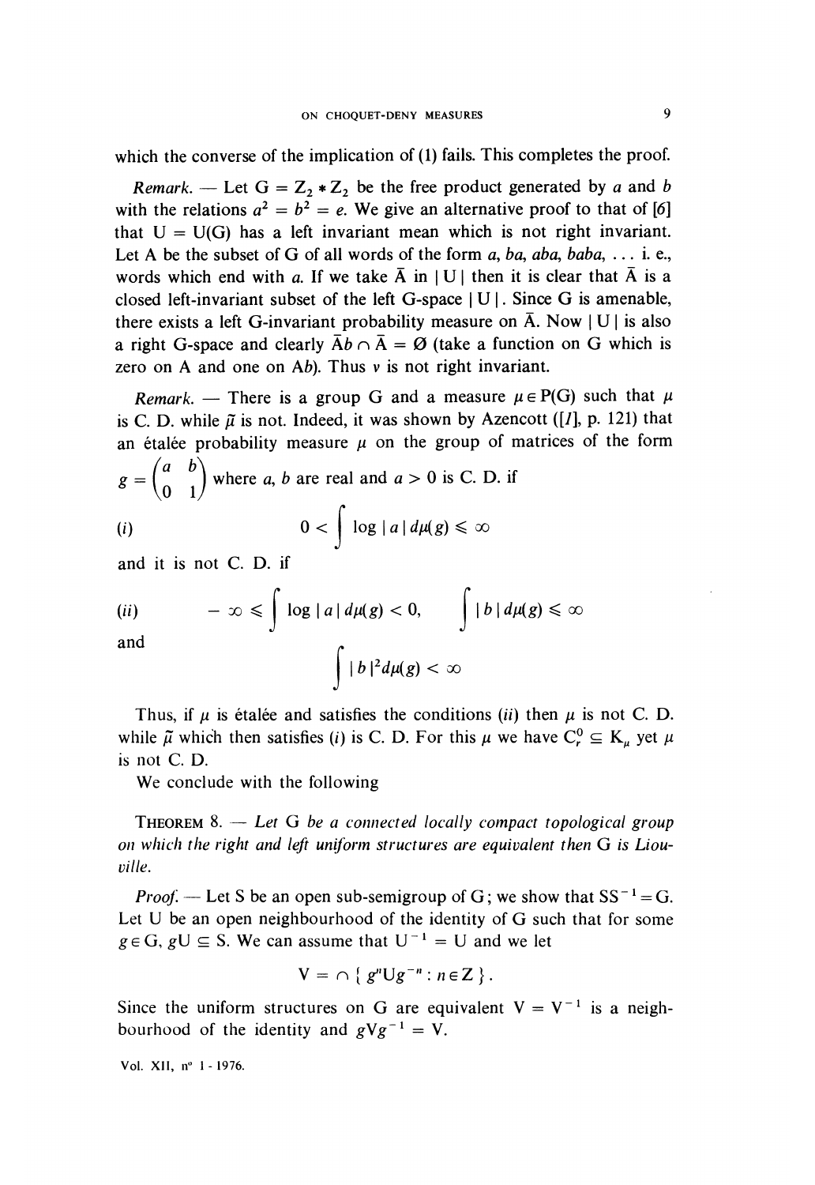which the converse of the implication of (1) fails. This completes the proof.

*Remark.* — Let $G = Z_2 * Z_2$ be the free product generated by $a$ and $b$ with the relations $a^2 = b^2 = e$. We give an alternative proof to that of [6] that $U = U(G)$ has a left invariant mean which is not right invariant. Let A be the subset of G of all words of the form $a$, $ba$, $aba$, $baba$, ... i. e., words which end with $a$. If we take $\bar{A}$ in $|U|$ then it is clear that $\bar{A}$ is a closed left-invariant subset of the left G-space $|U|$. Since G is amenable, there exists a left G-invariant probability measure on $\bar{A}$. Now $|U|$ is also a right G-space and clearly $\bar{A}b \cap \bar{A} = \emptyset$ (take a function on G which is zero on A and one on A$b$). Thus $\nu$ is not right invariant.

*Remark.* — There is a group G and a measure $\mu \in P(G)$ such that $\mu$ is C. D. while $\tilde{\mu}$ is not. Indeed, it was shown by Azencott ([1], p. 121) that an étalée probability measure $\mu$ on the group of matrices of the form $g = \begin{pmatrix} a & b \\ 0 & 1 \end{pmatrix}$ where $a$, $b$ are real and $a > 0$ is C. D. if

$$(i) \qquad 0 < \int \log |a| \, d\mu(g) \leqslant \infty$$

and it is not C. D. if

$$(ii) \qquad -\infty \leqslant \int \log |a| \, d\mu(g) < 0, \qquad \int |b| \, d\mu(g) \leqslant \infty$$

and

$$\int |b|^2 d\mu(g) < \infty$$

Thus, if $\mu$ is étalée and satisfies the conditions (*ii*) then $\mu$ is not C. D. while $\tilde{\mu}$ which then satisfies (*i*) is C. D. For this $\mu$ we have $C_r^0 \subseteq K_\mu$ yet $\mu$ is not C. D.

We conclude with the following

THEOREM 8. — *Let G be a connected locally compact topological group on which the right and left uniform structures are equivalent then G is Liouville.*

*Proof.* — Let S be an open sub-semigroup of G; we show that $SS^{-1} = G$. Let U be an open neighbourhood of the identity of G such that for some $g \in G$, $gU \subseteq S$. We can assume that $U^{-1} = U$ and we let

$$V = \cap \{ g^n U g^{-n} : n \in Z \}.$$

Since the uniform structures on G are equivalent $V = V^{-1}$ is a neighbourhood of the identity and $gVg^{-1} = V$.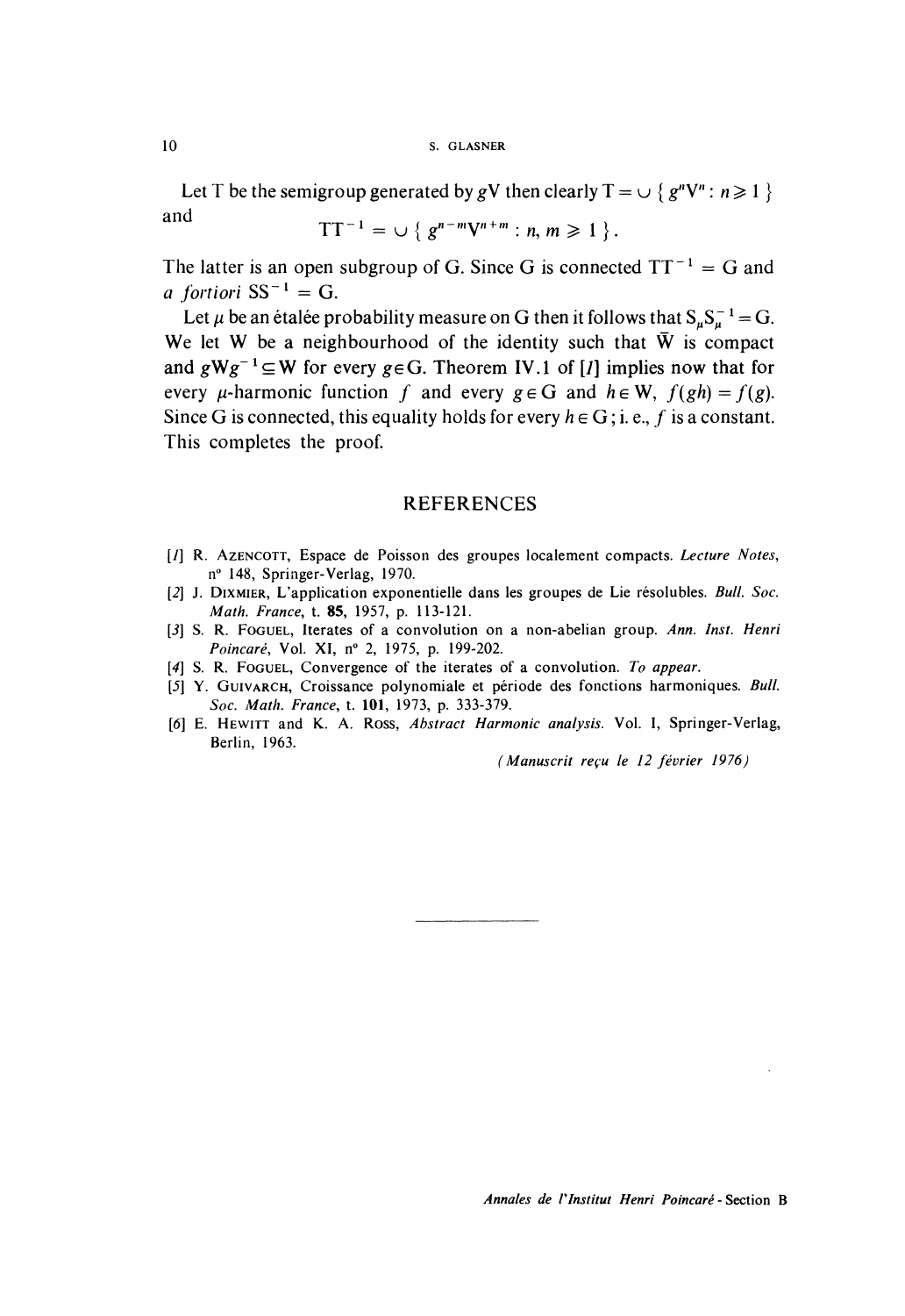Let T be the semigroup generated by $gV$ then clearly $T = \cup \{ g^n V^n : n \geq 1 \}$ and

$$TT^{-1} = \cup \{ g^{n-m} V^{n+m} : n, m \geq 1 \}.$$

The latter is an open subgroup of G. Since G is connected $TT^{-1} = G$ and *a fortiori* $SS^{-1} = G$.

Let $\mu$ be an étalée probability measure on G then it follows that $S_\mu S_\mu^{-1} = G$. We let W be a neighbourhood of the identity such that $\bar{W}$ is compact and $gWg^{-1} \subseteq W$ for every $g \in G$. Theorem IV.1 of [1] implies now that for every $\mu$-harmonic function $f$ and every $g \in G$ and $h \in W$, $f(gh) = f(g)$. Since G is connected, this equality holds for every $h \in G$; i. e., $f$ is a constant. This completes the proof.

## REFERENCES

[1] R. Azencott, Espace de Poisson des groupes localement compacts. *Lecture Notes*, n° 148, Springer-Verlag, 1970.

[2] J. Dixmier, L'application exponentielle dans les groupes de Lie résolubles. *Bull. Soc. Math. France*, t. **85**, 1957, p. 113-121.

[3] S. R. Foguel, Iterates of a convolution on a non-abelian group. *Ann. Inst. Henri Poincaré*, Vol. XI, n° 2, 1975, p. 199-202.

[4] S. R. Foguel, Convergence of the iterates of a convolution. *To appear.*

[5] Y. Guivarch, Croissance polynomiale et période des fonctions harmoniques. *Bull. Soc. Math. France*, t. **101**, 1973, p. 333-379.

[6] E. Hewitt and K. A. Ross, *Abstract Harmonic analysis*. Vol. I, Springer-Verlag, Berlin, 1963.

*(Manuscrit reçu le 12 février 1976)*